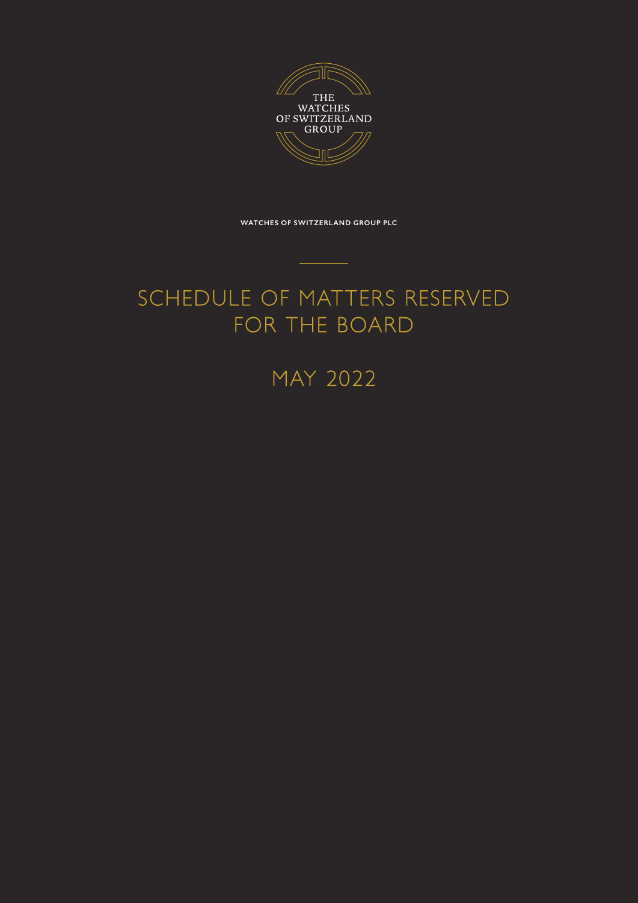THE WATCHES OF SWITZERLAND GROUP

**WATCHES OF SWITZERLAND GROUP PLC**

# SCHEDULE OF MATTERS RESERVED FOR THE BOARD

## MAY 2022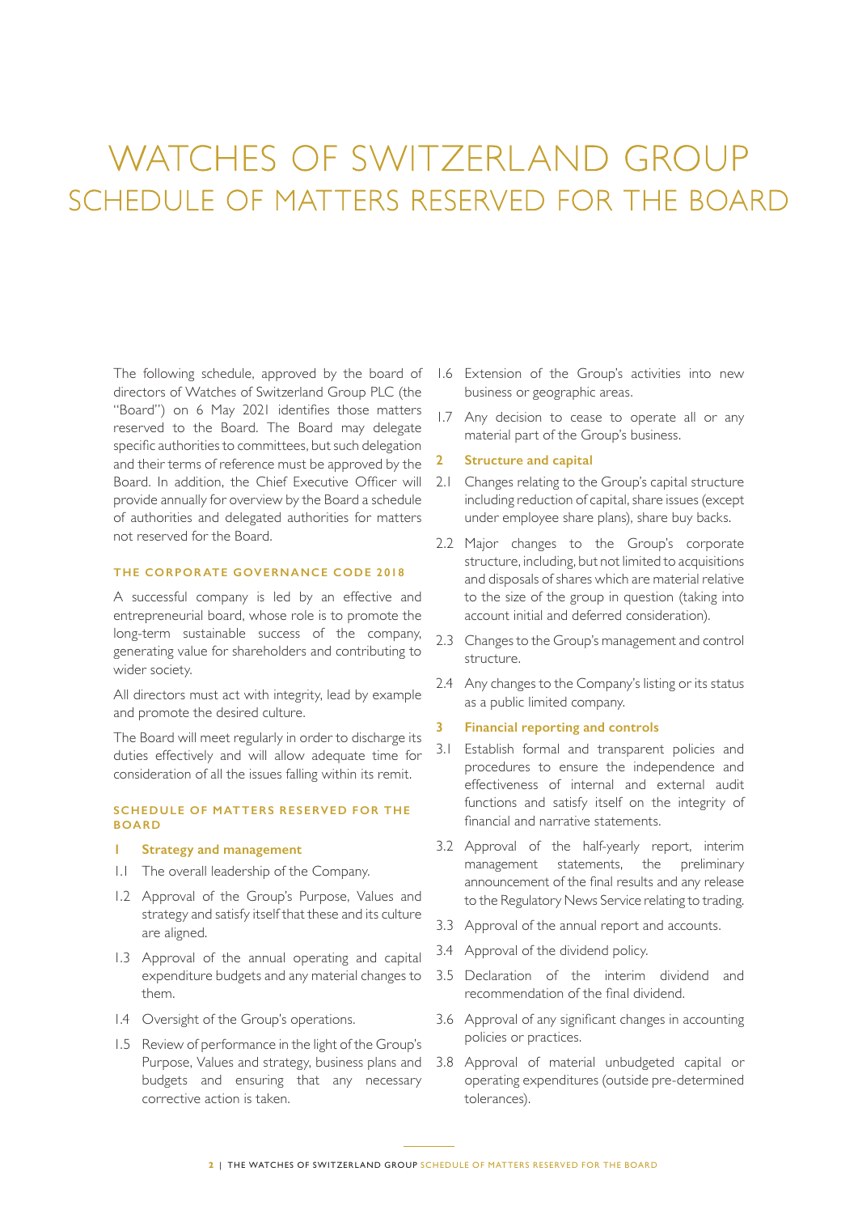# WATCHES OF SWITZERLAND GROUP

## SCHEDULE OF MATTERS RESERVED FOR THE BOARD

The following schedule, approved by the board of directors of Watches of Switzerland Group PLC (the "Board") on 6 May 2021 identifies those matters reserved to the Board. The Board may delegate specific authorities to committees, but such delegation and their terms of reference must be approved by the Board. In addition, the Chief Executive Officer will provide annually for overview by the Board a schedule of authorities and delegated authorities for matters not reserved for the Board.

### THE CORPORATE GOVERNANCE CODE 2018

A successful company is led by an effective and entrepreneurial board, whose role is to promote the long-term sustainable success of the company, generating value for shareholders and contributing to wider society.

All directors must act with integrity, lead by example and promote the desired culture.

The Board will meet regularly in order to discharge its duties effectively and will allow adequate time for consideration of all the issues falling within its remit.

### SCHEDULE OF MATTERS RESERVED FOR THE BOARD

**1 Strategy and management**

1.1 The overall leadership of the Company.

1.2 Approval of the Group's Purpose, Values and strategy and satisfy itself that these and its culture are aligned.

1.3 Approval of the annual operating and capital expenditure budgets and any material changes to them.

1.4 Oversight of the Group's operations.

1.5 Review of performance in the light of the Group's Purpose, Values and strategy, business plans and budgets and ensuring that any necessary corrective action is taken.

1.6 Extension of the Group's activities into new business or geographic areas.

1.7 Any decision to cease to operate all or any material part of the Group's business.

**2 Structure and capital**

2.1 Changes relating to the Group's capital structure including reduction of capital, share issues (except under employee share plans), share buy backs.

2.2 Major changes to the Group's corporate structure, including, but not limited to acquisitions and disposals of shares which are material relative to the size of the group in question (taking into account initial and deferred consideration).

2.3 Changes to the Group's management and control structure.

2.4 Any changes to the Company's listing or its status as a public limited company.

**3 Financial reporting and controls**

3.1 Establish formal and transparent policies and procedures to ensure the independence and effectiveness of internal and external audit functions and satisfy itself on the integrity of financial and narrative statements.

3.2 Approval of the half-yearly report, interim management statements, the preliminary announcement of the final results and any release to the Regulatory News Service relating to trading.

3.3 Approval of the annual report and accounts.

3.4 Approval of the dividend policy.

3.5 Declaration of the interim dividend and recommendation of the final dividend.

3.6 Approval of any significant changes in accounting policies or practices.

3.8 Approval of material unbudgeted capital or operating expenditures (outside pre-determined tolerances).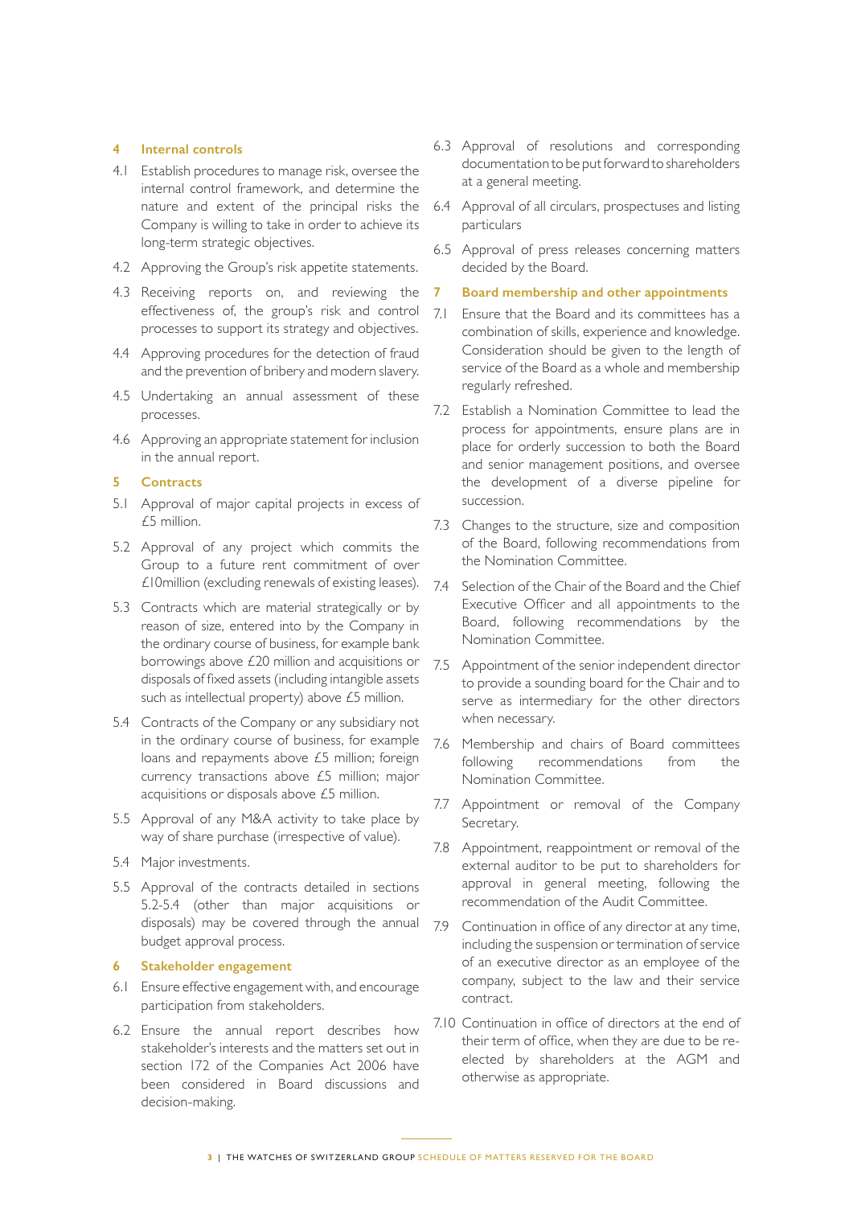## 4 Internal controls

4.1 Establish procedures to manage risk, oversee the internal control framework, and determine the nature and extent of the principal risks the Company is willing to take in order to achieve its long-term strategic objectives.

4.2 Approving the Group's risk appetite statements.

4.3 Receiving reports on, and reviewing the effectiveness of, the group's risk and control processes to support its strategy and objectives.

4.4 Approving procedures for the detection of fraud and the prevention of bribery and modern slavery.

4.5 Undertaking an annual assessment of these processes.

4.6 Approving an appropriate statement for inclusion in the annual report.

## 5 Contracts

5.1 Approval of major capital projects in excess of £5 million.

5.2 Approval of any project which commits the Group to a future rent commitment of over £10million (excluding renewals of existing leases).

5.3 Contracts which are material strategically or by reason of size, entered into by the Company in the ordinary course of business, for example bank borrowings above £20 million and acquisitions or disposals of fixed assets (including intangible assets such as intellectual property) above £5 million.

5.4 Contracts of the Company or any subsidiary not in the ordinary course of business, for example loans and repayments above £5 million; foreign currency transactions above £5 million; major acquisitions or disposals above £5 million.

5.5 Approval of any M&A activity to take place by way of share purchase (irrespective of value).

5.4 Major investments.

5.5 Approval of the contracts detailed in sections 5.2-5.4 (other than major acquisitions or disposals) may be covered through the annual budget approval process.

## 6 Stakeholder engagement

6.1 Ensure effective engagement with, and encourage participation from stakeholders.

6.2 Ensure the annual report describes how stakeholder's interests and the matters set out in section 172 of the Companies Act 2006 have been considered in Board discussions and decision-making.

6.3 Approval of resolutions and corresponding documentation to be put forward to shareholders at a general meeting.

6.4 Approval of all circulars, prospectuses and listing particulars

6.5 Approval of press releases concerning matters decided by the Board.

## 7 Board membership and other appointments

7.1 Ensure that the Board and its committees has a combination of skills, experience and knowledge. Consideration should be given to the length of service of the Board as a whole and membership regularly refreshed.

7.2 Establish a Nomination Committee to lead the process for appointments, ensure plans are in place for orderly succession to both the Board and senior management positions, and oversee the development of a diverse pipeline for succession.

7.3 Changes to the structure, size and composition of the Board, following recommendations from the Nomination Committee.

7.4 Selection of the Chair of the Board and the Chief Executive Officer and all appointments to the Board, following recommendations by the Nomination Committee.

7.5 Appointment of the senior independent director to provide a sounding board for the Chair and to serve as intermediary for the other directors when necessary.

7.6 Membership and chairs of Board committees following recommendations from the Nomination Committee.

7.7 Appointment or removal of the Company Secretary.

7.8 Appointment, reappointment or removal of the external auditor to be put to shareholders for approval in general meeting, following the recommendation of the Audit Committee.

7.9 Continuation in office of any director at any time, including the suspension or termination of service of an executive director as an employee of the company, subject to the law and their service contract.

7.10 Continuation in office of directors at the end of their term of office, when they are due to be re-elected by shareholders at the AGM and otherwise as appropriate.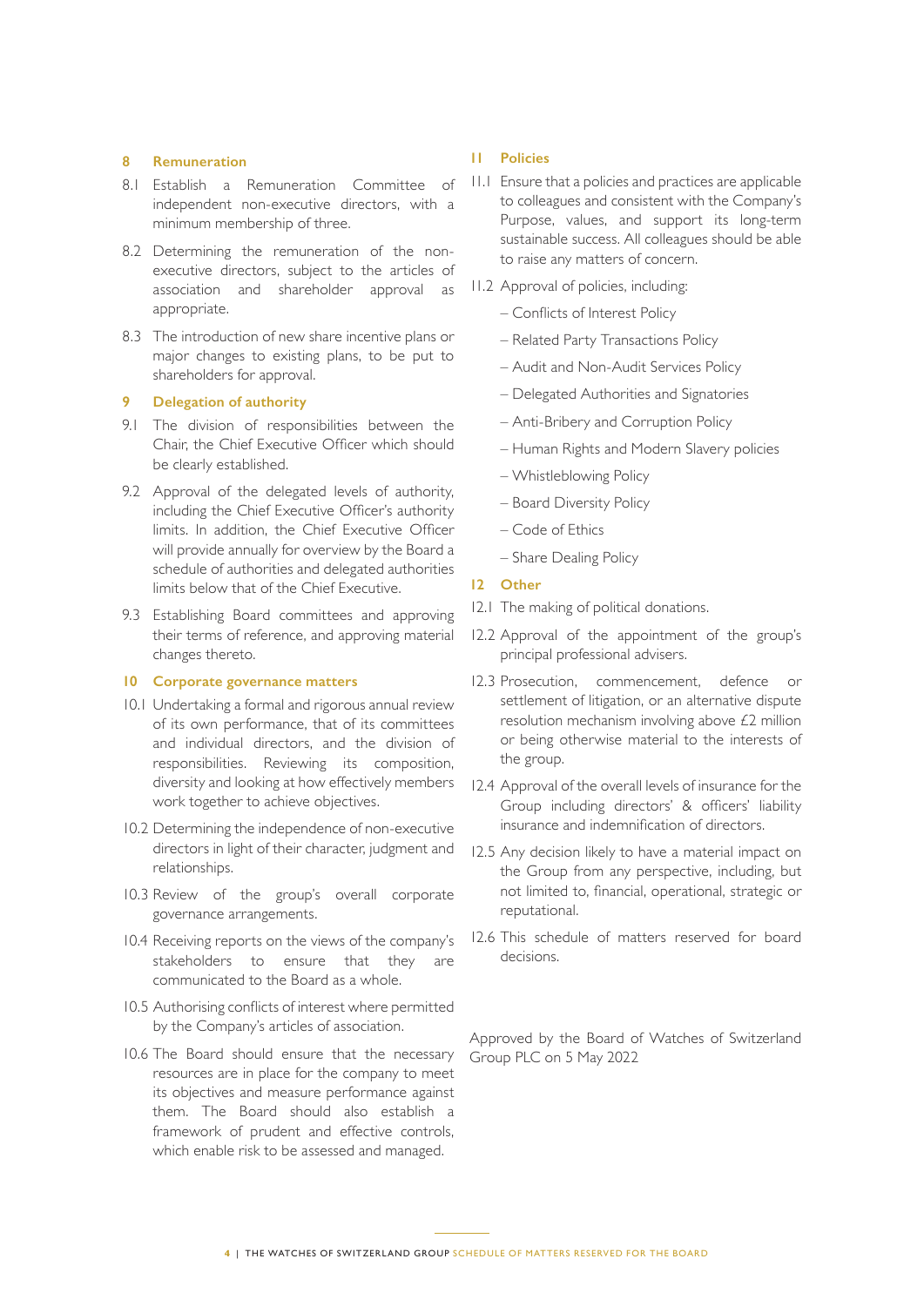## 8 Remuneration

8.1 Establish a Remuneration Committee of independent non-executive directors, with a minimum membership of three.

8.2 Determining the remuneration of the non-executive directors, subject to the articles of association and shareholder approval as appropriate.

8.3 The introduction of new share incentive plans or major changes to existing plans, to be put to shareholders for approval.

## 9 Delegation of authority

9.1 The division of responsibilities between the Chair, the Chief Executive Officer which should be clearly established.

9.2 Approval of the delegated levels of authority, including the Chief Executive Officer's authority limits. In addition, the Chief Executive Officer will provide annually for overview by the Board a schedule of authorities and delegated authorities limits below that of the Chief Executive.

9.3 Establishing Board committees and approving their terms of reference, and approving material changes thereto.

## 10 Corporate governance matters

10.1 Undertaking a formal and rigorous annual review of its own performance, that of its committees and individual directors, and the division of responsibilities. Reviewing its composition, diversity and looking at how effectively members work together to achieve objectives.

10.2 Determining the independence of non-executive directors in light of their character, judgment and relationships.

10.3 Review of the group's overall corporate governance arrangements.

10.4 Receiving reports on the views of the company's stakeholders to ensure that they are communicated to the Board as a whole.

10.5 Authorising conflicts of interest where permitted by the Company's articles of association.

10.6 The Board should ensure that the necessary resources are in place for the company to meet its objectives and measure performance against them. The Board should also establish a framework of prudent and effective controls, which enable risk to be assessed and managed.

## 11 Policies

11.1 Ensure that a policies and practices are applicable to colleagues and consistent with the Company's Purpose, values, and support its long-term sustainable success. All colleagues should be able to raise any matters of concern.

11.2 Approval of policies, including:

- Conflicts of Interest Policy
- Related Party Transactions Policy
- Audit and Non-Audit Services Policy
- Delegated Authorities and Signatories
- Anti-Bribery and Corruption Policy
- Human Rights and Modern Slavery policies
- Whistleblowing Policy
- Board Diversity Policy
- Code of Ethics
- Share Dealing Policy

## 12 Other

12.1 The making of political donations.

12.2 Approval of the appointment of the group's principal professional advisers.

12.3 Prosecution, commencement, defence or settlement of litigation, or an alternative dispute resolution mechanism involving above £2 million or being otherwise material to the interests of the group.

12.4 Approval of the overall levels of insurance for the Group including directors' & officers' liability insurance and indemnification of directors.

12.5 Any decision likely to have a material impact on the Group from any perspective, including, but not limited to, financial, operational, strategic or reputational.

12.6 This schedule of matters reserved for board decisions.

Approved by the Board of Watches of Switzerland Group PLC on 5 May 2022